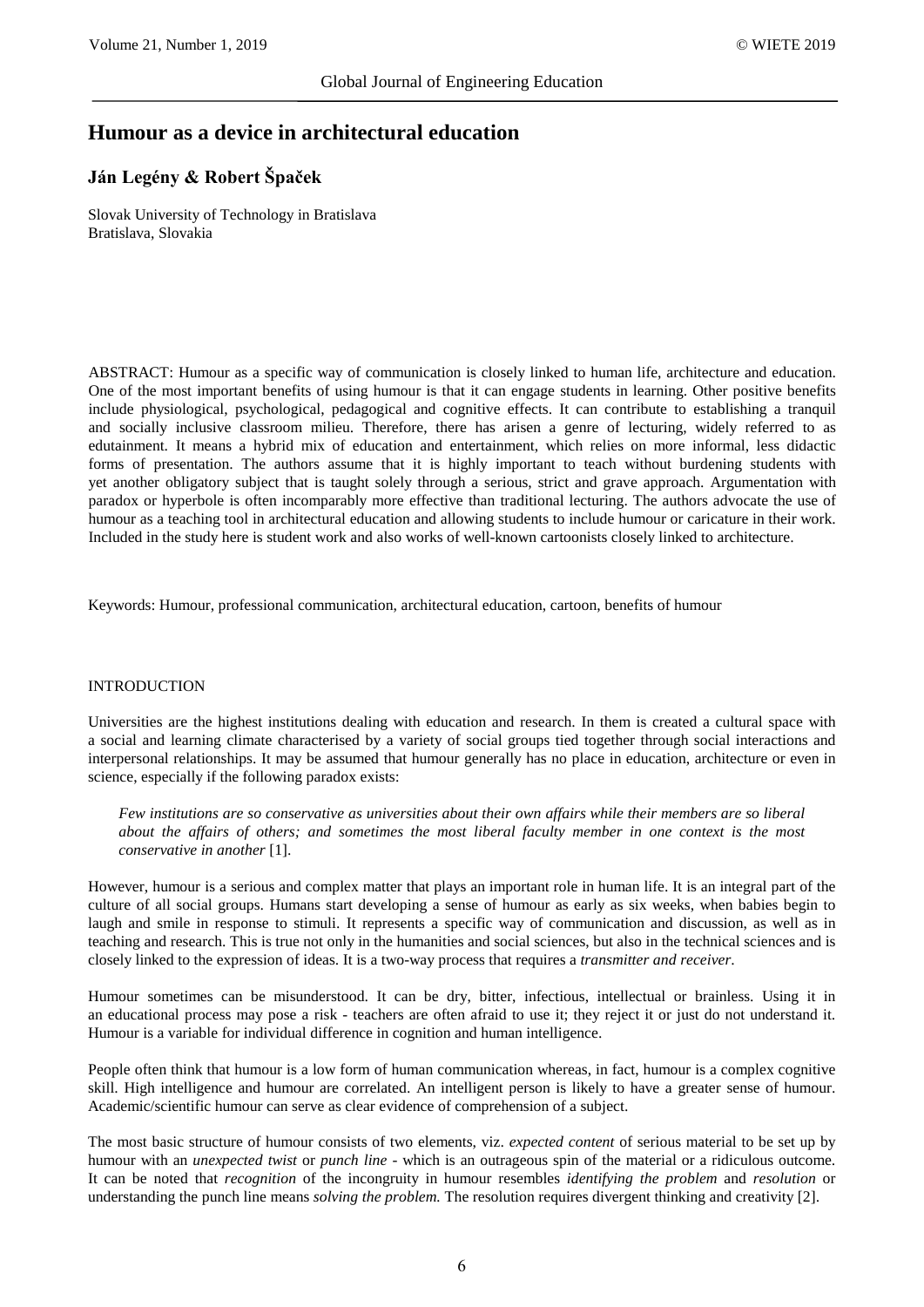# Humour as a device in architectural education

**Ján Legény & Robert Špaček**

Slovak University of Technology in Bratislava
Bratislava, Slovakia

ABSTRACT: Humour as a specific way of communication is closely linked to human life, architecture and education. One of the most important benefits of using humour is that it can engage students in learning. Other positive benefits include physiological, psychological, pedagogical and cognitive effects. It can contribute to establishing a tranquil and socially inclusive classroom milieu. Therefore, there has arisen a genre of lecturing, widely referred to as edutainment. It means a hybrid mix of education and entertainment, which relies on more informal, less didactic forms of presentation. The authors assume that it is highly important to teach without burdening students with yet another obligatory subject that is taught solely through a serious, strict and grave approach. Argumentation with paradox or hyperbole is often incomparably more effective than traditional lecturing. The authors advocate the use of humour as a teaching tool in architectural education and allowing students to include humour or caricature in their work. Included in the study here is student work and also works of well-known cartoonists closely linked to architecture.

Keywords: Humour, professional communication, architectural education, cartoon, benefits of humour

## INTRODUCTION

Universities are the highest institutions dealing with education and research. In them is created a cultural space with a social and learning climate characterised by a variety of social groups tied together through social interactions and interpersonal relationships. It may be assumed that humour generally has no place in education, architecture or even in science, especially if the following paradox exists:

> *Few institutions are so conservative as universities about their own affairs while their members are so liberal about the affairs of others; and sometimes the most liberal faculty member in one context is the most conservative in another* [1].

However, humour is a serious and complex matter that plays an important role in human life. It is an integral part of the culture of all social groups. Humans start developing a sense of humour as early as six weeks, when babies begin to laugh and smile in response to stimuli. It represents a specific way of communication and discussion, as well as in teaching and research. This is true not only in the humanities and social sciences, but also in the technical sciences and is closely linked to the expression of ideas. It is a two-way process that requires a *transmitter and receiver*.

Humour sometimes can be misunderstood. It can be dry, bitter, infectious, intellectual or brainless. Using it in an educational process may pose a risk - teachers are often afraid to use it; they reject it or just do not understand it. Humour is a variable for individual difference in cognition and human intelligence.

People often think that humour is a low form of human communication whereas, in fact, humour is a complex cognitive skill. High intelligence and humour are correlated. An intelligent person is likely to have a greater sense of humour. Academic/scientific humour can serve as clear evidence of comprehension of a subject.

The most basic structure of humour consists of two elements, viz. *expected content* of serious material to be set up by humour with an *unexpected twist* or *punch line* - which is an outrageous spin of the material or a ridiculous outcome. It can be noted that *recognition* of the incongruity in humour resembles *identifying the problem* and *resolution* or understanding the punch line means *solving the problem.* The resolution requires divergent thinking and creativity [2].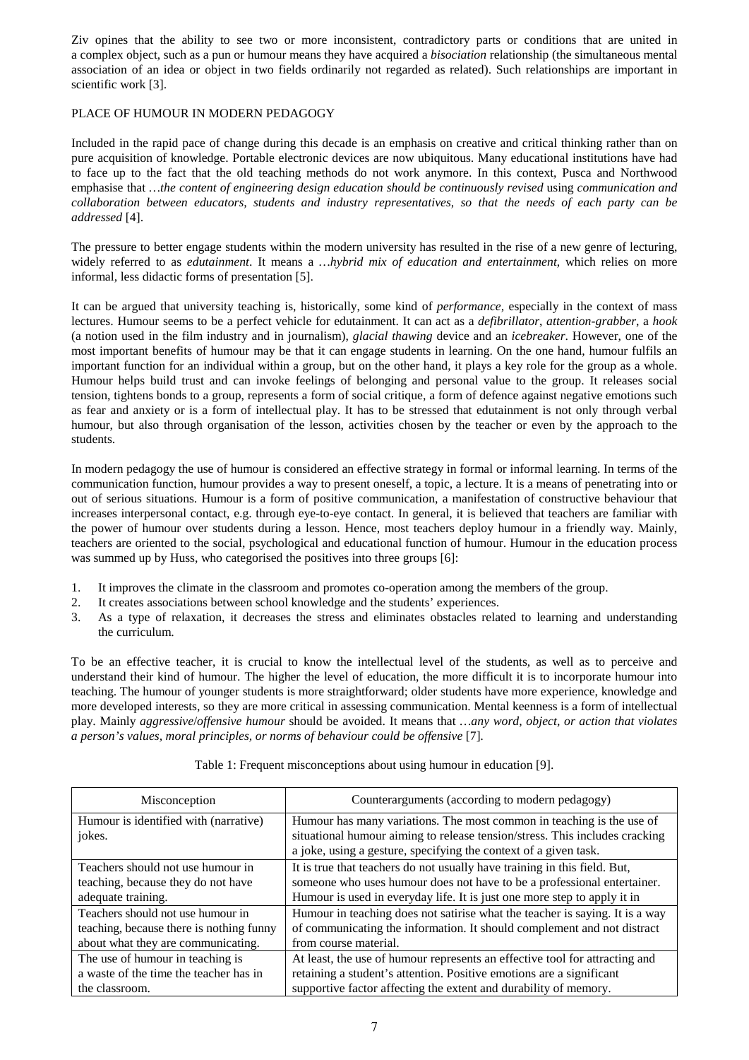Ziv opines that the ability to see two or more inconsistent, contradictory parts or conditions that are united in a complex object, such as a pun or humour means they have acquired a *bisociation* relationship (the simultaneous mental association of an idea or object in two fields ordinarily not regarded as related). Such relationships are important in scientific work [3].

## PLACE OF HUMOUR IN MODERN PEDAGOGY

Included in the rapid pace of change during this decade is an emphasis on creative and critical thinking rather than on pure acquisition of knowledge. Portable electronic devices are now ubiquitous. Many educational institutions have had to face up to the fact that the old teaching methods do not work anymore. In this context, Pusca and Northwood emphasise that …*the content of engineering design education should be continuously revised* using *communication and collaboration between educators, students and industry representatives, so that the needs of each party can be addressed* [4].

The pressure to better engage students within the modern university has resulted in the rise of a new genre of lecturing, widely referred to as *edutainment*. It means a …*hybrid mix of education and entertainment*, which relies on more informal, less didactic forms of presentation [5].

It can be argued that university teaching is, historically, some kind of *performance*, especially in the context of mass lectures. Humour seems to be a perfect vehicle for edutainment. It can act as a *defibrillator*, *attention-grabber*, a *hook* (a notion used in the film industry and in journalism), *glacial thawing* device and an *icebreaker*. However, one of the most important benefits of humour may be that it can engage students in learning. On the one hand, humour fulfils an important function for an individual within a group, but on the other hand, it plays a key role for the group as a whole. Humour helps build trust and can invoke feelings of belonging and personal value to the group. It releases social tension, tightens bonds to a group, represents a form of social critique, a form of defence against negative emotions such as fear and anxiety or is a form of intellectual play. It has to be stressed that edutainment is not only through verbal humour, but also through organisation of the lesson, activities chosen by the teacher or even by the approach to the students.

In modern pedagogy the use of humour is considered an effective strategy in formal or informal learning. In terms of the communication function, humour provides a way to present oneself, a topic, a lecture. It is a means of penetrating into or out of serious situations. Humour is a form of positive communication, a manifestation of constructive behaviour that increases interpersonal contact, e.g. through eye-to-eye contact. In general, it is believed that teachers are familiar with the power of humour over students during a lesson. Hence, most teachers deploy humour in a friendly way. Mainly, teachers are oriented to the social, psychological and educational function of humour. Humour in the education process was summed up by Huss, who categorised the positives into three groups [6]:

1. It improves the climate in the classroom and promotes co-operation among the members of the group.
2. It creates associations between school knowledge and the students' experiences.
3. As a type of relaxation, it decreases the stress and eliminates obstacles related to learning and understanding the curriculum.

To be an effective teacher, it is crucial to know the intellectual level of the students, as well as to perceive and understand their kind of humour. The higher the level of education, the more difficult it is to incorporate humour into teaching. The humour of younger students is more straightforward; older students have more experience, knowledge and more developed interests, so they are more critical in assessing communication. Mental keenness is a form of intellectual play. Mainly *aggressive*/*offensive humour* should be avoided. It means that …*any word, object, or action that violates a person's values, moral principles, or norms of behaviour could be offensive* [7].

Table 1: Frequent misconceptions about using humour in education [9].

| Misconception | Counterarguments (according to modern pedagogy) |
|---|---|
| Humour is identified with (narrative) jokes. | Humour has many variations. The most common in teaching is the use of situational humour aiming to release tension/stress. This includes cracking a joke, using a gesture, specifying the context of a given task. |
| Teachers should not use humour in teaching, because they do not have adequate training. | It is true that teachers do not usually have training in this field. But, someone who uses humour does not have to be a professional entertainer. Humour is used in everyday life. It is just one more step to apply it in |
| Teachers should not use humour in teaching, because there is nothing funny about what they are communicating. | Humour in teaching does not satirise what the teacher is saying. It is a way of communicating the information. It should complement and not distract from course material. |
| The use of humour in teaching is a waste of the time the teacher has in the classroom. | At least, the use of humour represents an effective tool for attracting and retaining a student's attention. Positive emotions are a significant supportive factor affecting the extent and durability of memory. |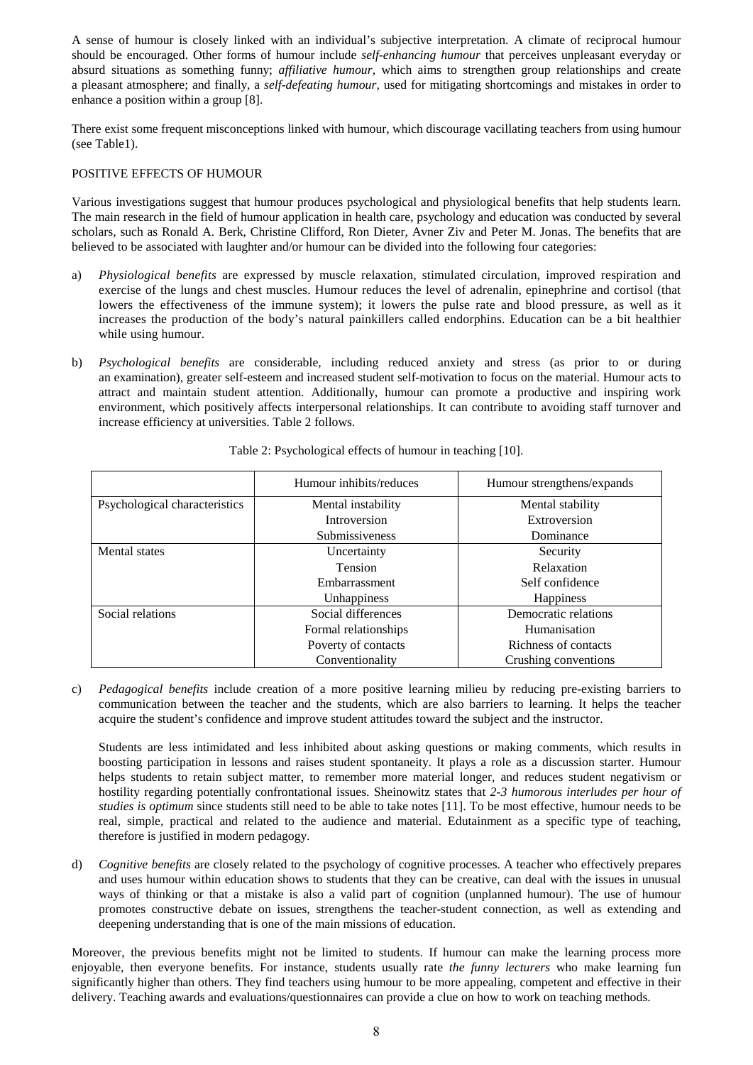A sense of humour is closely linked with an individual's subjective interpretation. A climate of reciprocal humour should be encouraged. Other forms of humour include *self-enhancing humour* that perceives unpleasant everyday or absurd situations as something funny; *affiliative humour,* which aims to strengthen group relationships and create a pleasant atmosphere; and finally, a *self-defeating humour,* used for mitigating shortcomings and mistakes in order to enhance a position within a group [8].

There exist some frequent misconceptions linked with humour, which discourage vacillating teachers from using humour (see Table1).

## POSITIVE EFFECTS OF HUMOUR

Various investigations suggest that humour produces psychological and physiological benefits that help students learn. The main research in the field of humour application in health care, psychology and education was conducted by several scholars, such as Ronald A. Berk, Christine Clifford, Ron Dieter, Avner Ziv and Peter M. Jonas. The benefits that are believed to be associated with laughter and/or humour can be divided into the following four categories:

a) *Physiological benefits* are expressed by muscle relaxation, stimulated circulation, improved respiration and exercise of the lungs and chest muscles. Humour reduces the level of adrenalin, epinephrine and cortisol (that lowers the effectiveness of the immune system); it lowers the pulse rate and blood pressure, as well as it increases the production of the body's natural painkillers called endorphins. Education can be a bit healthier while using humour.

b) *Psychological benefits* are considerable, including reduced anxiety and stress (as prior to or during an examination), greater self-esteem and increased student self-motivation to focus on the material. Humour acts to attract and maintain student attention. Additionally, humour can promote a productive and inspiring work environment, which positively affects interpersonal relationships. It can contribute to avoiding staff turnover and increase efficiency at universities. Table 2 follows.

Table 2: Psychological effects of humour in teaching [10].

| | Humour inhibits/reduces | Humour strengthens/expands |
|---|---|---|
| Psychological characteristics | Mental instability | Mental stability |
| | Introversion | Extroversion |
| | Submissiveness | Dominance |
| Mental states | Uncertainty | Security |
| | Tension | Relaxation |
| | Embarrassment | Self confidence |
| | Unhappiness | Happiness |
| Social relations | Social differences | Democratic relations |
| | Formal relationships | Humanisation |
| | Poverty of contacts | Richness of contacts |
| | Conventionality | Crushing conventions |

c) *Pedagogical benefits* include creation of a more positive learning milieu by reducing pre-existing barriers to communication between the teacher and the students, which are also barriers to learning. It helps the teacher acquire the student's confidence and improve student attitudes toward the subject and the instructor.

Students are less intimidated and less inhibited about asking questions or making comments, which results in boosting participation in lessons and raises student spontaneity. It plays a role as a discussion starter. Humour helps students to retain subject matter, to remember more material longer, and reduces student negativism or hostility regarding potentially confrontational issues. Sheinowitz states that *2-3 humorous interludes per hour of studies is optimum* since students still need to be able to take notes [11]. To be most effective, humour needs to be real, simple, practical and related to the audience and material. Edutainment as a specific type of teaching, therefore is justified in modern pedagogy.

d) *Cognitive benefits* are closely related to the psychology of cognitive processes. A teacher who effectively prepares and uses humour within education shows to students that they can be creative, can deal with the issues in unusual ways of thinking or that a mistake is also a valid part of cognition (unplanned humour). The use of humour promotes constructive debate on issues, strengthens the teacher-student connection, as well as extending and deepening understanding that is one of the main missions of education.

Moreover, the previous benefits might not be limited to students. If humour can make the learning process more enjoyable, then everyone benefits. For instance, students usually rate *the funny lecturers* who make learning fun significantly higher than others. They find teachers using humour to be more appealing, competent and effective in their delivery. Teaching awards and evaluations/questionnaires can provide a clue on how to work on teaching methods.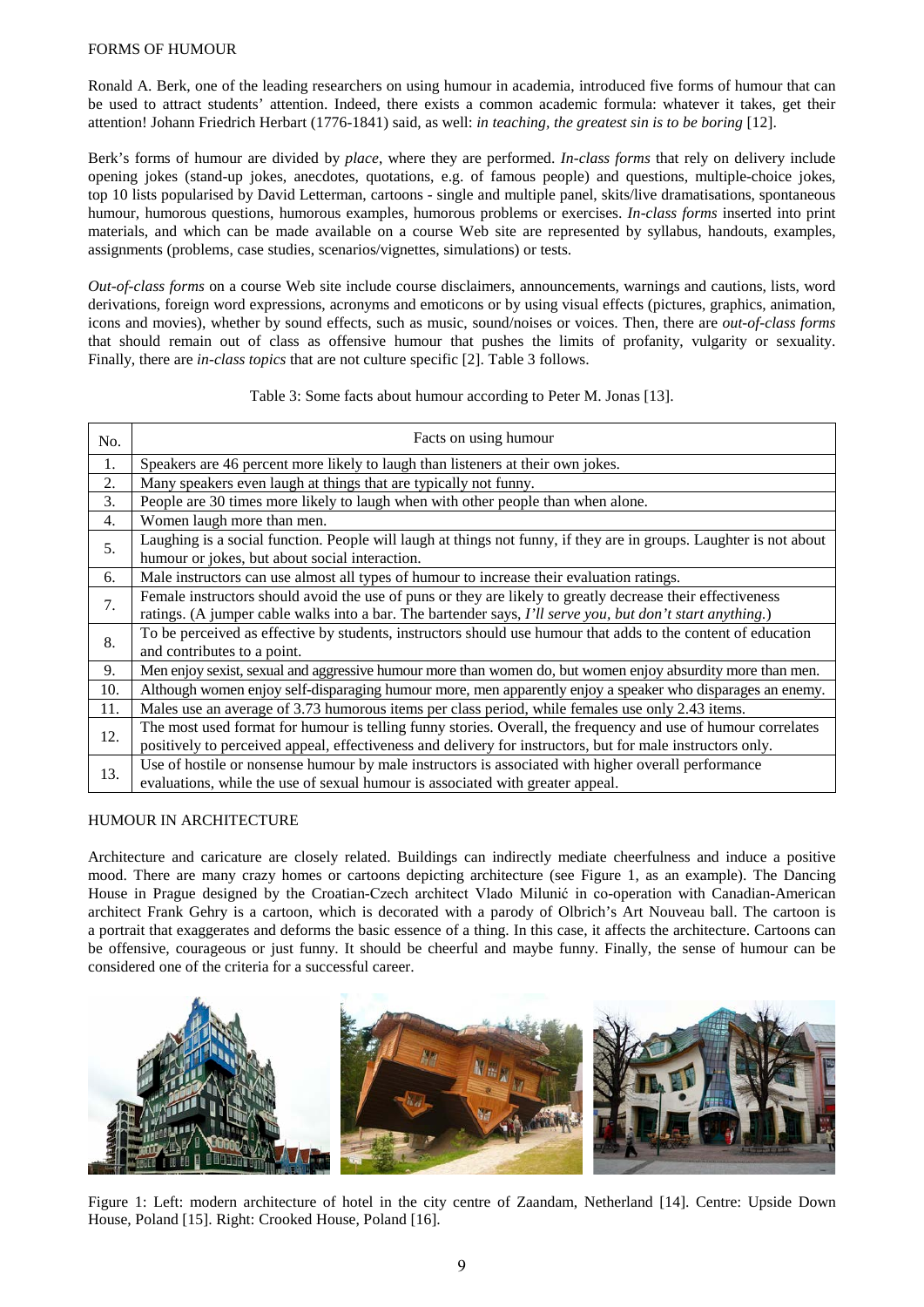FORMS OF HUMOUR

Ronald A. Berk, one of the leading researchers on using humour in academia, introduced five forms of humour that can be used to attract students' attention. Indeed, there exists a common academic formula: whatever it takes, get their attention! Johann Friedrich Herbart (1776-1841) said, as well: *in teaching, the greatest sin is to be boring* [12].

Berk's forms of humour are divided by *place*, where they are performed. *In-class forms* that rely on delivery include opening jokes (stand-up jokes, anecdotes, quotations, e.g. of famous people) and questions, multiple-choice jokes, top 10 lists popularised by David Letterman, cartoons - single and multiple panel, skits/live dramatisations, spontaneous humour, humorous questions, humorous examples, humorous problems or exercises. *In-class forms* inserted into print materials, and which can be made available on a course Web site are represented by syllabus, handouts, examples, assignments (problems, case studies, scenarios/vignettes, simulations) or tests.

*Out-of-class forms* on a course Web site include course disclaimers, announcements, warnings and cautions, lists, word derivations, foreign word expressions, acronyms and emoticons or by using visual effects (pictures, graphics, animation, icons and movies), whether by sound effects, such as music, sound/noises or voices. Then, there are *out-of-class forms* that should remain out of class as offensive humour that pushes the limits of profanity, vulgarity or sexuality. Finally, there are *in-class topics* that are not culture specific [2]. Table 3 follows.

Table 3: Some facts about humour according to Peter M. Jonas [13].

| No. | Facts on using humour |
|---|---|
| 1. | Speakers are 46 percent more likely to laugh than listeners at their own jokes. |
| 2. | Many speakers even laugh at things that are typically not funny. |
| 3. | People are 30 times more likely to laugh when with other people than when alone. |
| 4. | Women laugh more than men. |
| 5. | Laughing is a social function. People will laugh at things not funny, if they are in groups. Laughter is not about humour or jokes, but about social interaction. |
| 6. | Male instructors can use almost all types of humour to increase their evaluation ratings. |
| 7. | Female instructors should avoid the use of puns or they are likely to greatly decrease their effectiveness ratings. (A jumper cable walks into a bar. The bartender says, *I'll serve you, but don't start anything.*) |
| 8. | To be perceived as effective by students, instructors should use humour that adds to the content of education and contributes to a point. |
| 9. | Men enjoy sexist, sexual and aggressive humour more than women do, but women enjoy absurdity more than men. |
| 10. | Although women enjoy self-disparaging humour more, men apparently enjoy a speaker who disparages an enemy. |
| 11. | Males use an average of 3.73 humorous items per class period, while females use only 2.43 items. |
| 12. | The most used format for humour is telling funny stories. Overall, the frequency and use of humour correlates positively to perceived appeal, effectiveness and delivery for instructors, but for male instructors only. |
| 13. | Use of hostile or nonsense humour by male instructors is associated with higher overall performance evaluations, while the use of sexual humour is associated with greater appeal. |

HUMOUR IN ARCHITECTURE

Architecture and caricature are closely related. Buildings can indirectly mediate cheerfulness and induce a positive mood. There are many crazy homes or cartoons depicting architecture (see Figure 1, as an example). The Dancing House in Prague designed by the Croatian-Czech architect Vlado Milunić in co-operation with Canadian-American architect Frank Gehry is a cartoon, which is decorated with a parody of Olbrich's Art Nouveau ball. The cartoon is a portrait that exaggerates and deforms the basic essence of a thing. In this case, it affects the architecture. Cartoons can be offensive, courageous or just funny. It should be cheerful and maybe funny. Finally, the sense of humour can be considered one of the criteria for a successful career.

Figure 1: Left: modern architecture of hotel in the city centre of Zaandam, Netherland [14]. Centre: Upside Down House, Poland [15]. Right: Crooked House, Poland [16].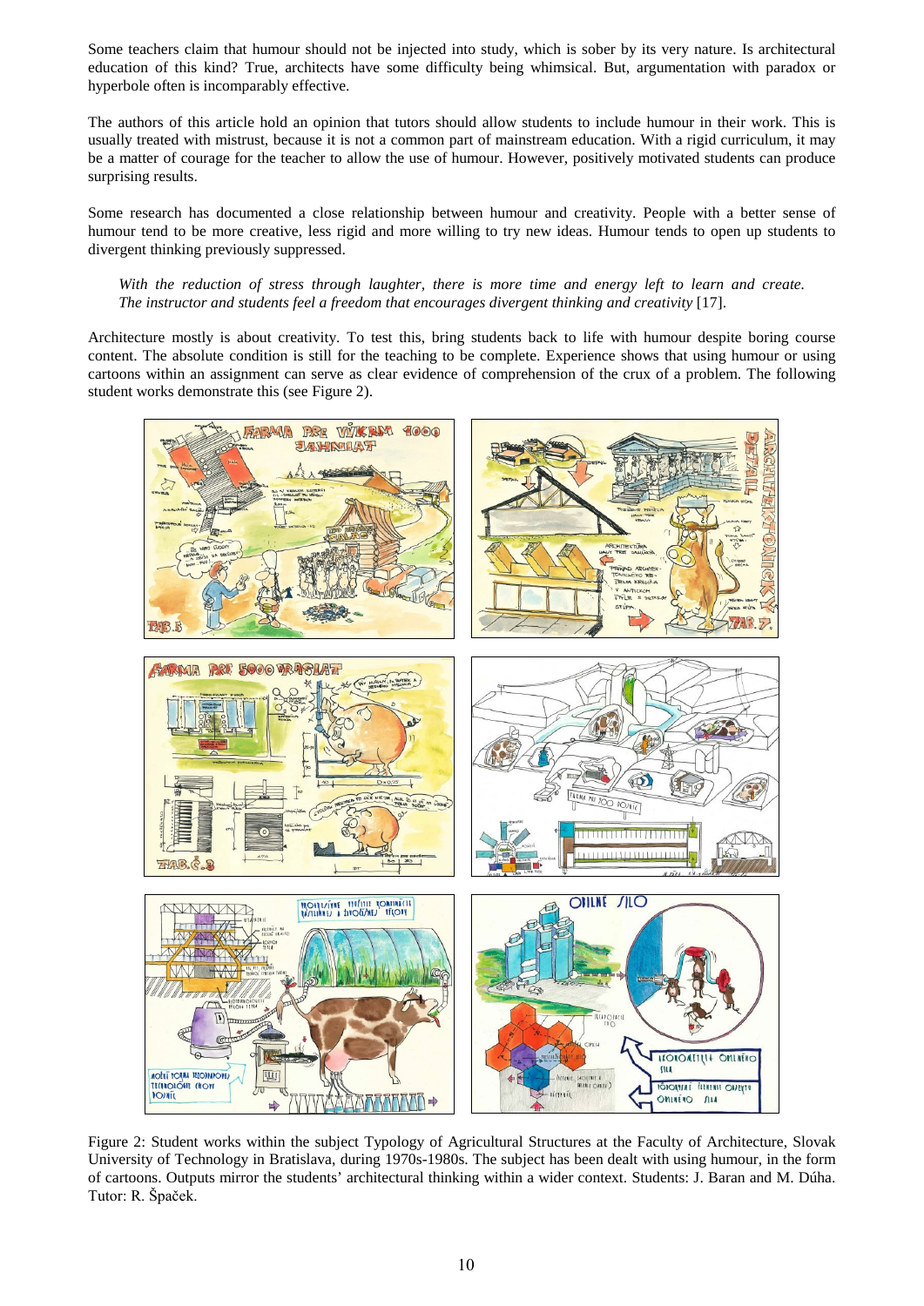Some teachers claim that humour should not be injected into study, which is sober by its very nature. Is architectural education of this kind? True, architects have some difficulty being whimsical. But, argumentation with paradox or hyperbole often is incomparably effective.

The authors of this article hold an opinion that tutors should allow students to include humour in their work. This is usually treated with mistrust, because it is not a common part of mainstream education. With a rigid curriculum, it may be a matter of courage for the teacher to allow the use of humour. However, positively motivated students can produce surprising results.

Some research has documented a close relationship between humour and creativity. People with a better sense of humour tend to be more creative, less rigid and more willing to try new ideas. Humour tends to open up students to divergent thinking previously suppressed.

> *With the reduction of stress through laughter, there is more time and energy left to learn and create. The instructor and students feel a freedom that encourages divergent thinking and creativity* [17].

Architecture mostly is about creativity. To test this, bring students back to life with humour despite boring course content. The absolute condition is still for the teaching to be complete. Experience shows that using humour or using cartoons within an assignment can serve as clear evidence of comprehension of the crux of a problem. The following student works demonstrate this (see Figure 2).

Figure 2: Student works within the subject Typology of Agricultural Structures at the Faculty of Architecture, Slovak University of Technology in Bratislava, during 1970s-1980s. The subject has been dealt with using humour, in the form of cartoons. Outputs mirror the students' architectural thinking within a wider context. Students: J. Baran and M. Dúha. Tutor: R. Špaček.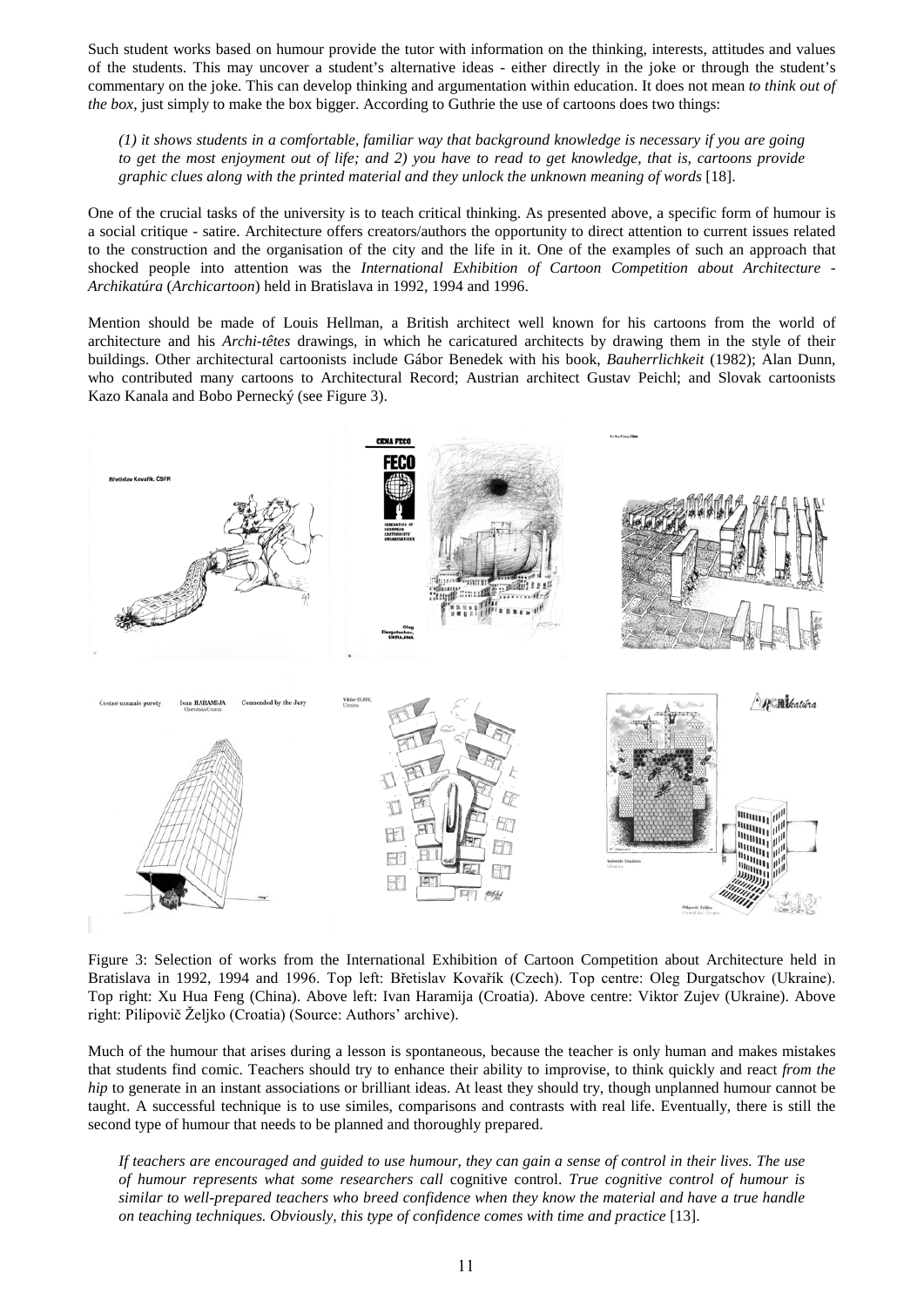Such student works based on humour provide the tutor with information on the thinking, interests, attitudes and values of the students. This may uncover a student's alternative ideas - either directly in the joke or through the student's commentary on the joke. This can develop thinking and argumentation within education. It does not mean *to think out of the box*, just simply to make the box bigger. According to Guthrie the use of cartoons does two things:

> *(1) it shows students in a comfortable, familiar way that background knowledge is necessary if you are going to get the most enjoyment out of life; and 2) you have to read to get knowledge, that is, cartoons provide graphic clues along with the printed material and they unlock the unknown meaning of words* [18].

One of the crucial tasks of the university is to teach critical thinking. As presented above, a specific form of humour is a social critique - satire. Architecture offers creators/authors the opportunity to direct attention to current issues related to the construction and the organisation of the city and the life in it. One of the examples of such an approach that shocked people into attention was the *International Exhibition of Cartoon Competition about Architecture - Archikatúra* (*Archicartoon*) held in Bratislava in 1992, 1994 and 1996.

Mention should be made of Louis Hellman, a British architect well known for his cartoons from the world of architecture and his *Archi-têtes* drawings, in which he caricatured architects by drawing them in the style of their buildings. Other architectural cartoonists include Gábor Benedek with his book, *Bauherrlichkeit* (1982); Alan Dunn, who contributed many cartoons to Architectural Record; Austrian architect Gustav Peichl; and Slovak cartoonists Kazo Kanala and Bobo Pernecký (see Figure 3).

Figure 3: Selection of works from the International Exhibition of Cartoon Competition about Architecture held in Bratislava in 1992, 1994 and 1996. Top left: Břetislav Kovařík (Czech). Top centre: Oleg Durgatschov (Ukraine). Top right: Xu Hua Feng (China). Above left: Ivan Haramija (Croatia). Above centre: Viktor Zujev (Ukraine). Above right: Pilipovič Željko (Croatia) (Source: Authors' archive).

Much of the humour that arises during a lesson is spontaneous, because the teacher is only human and makes mistakes that students find comic. Teachers should try to enhance their ability to improvise, to think quickly and react *from the hip* to generate in an instant associations or brilliant ideas. At least they should try, though unplanned humour cannot be taught. A successful technique is to use similes, comparisons and contrasts with real life. Eventually, there is still the second type of humour that needs to be planned and thoroughly prepared.

> *If teachers are encouraged and guided to use humour, they can gain a sense of control in their lives. The use of humour represents what some researchers call* cognitive control. *True cognitive control of humour is similar to well-prepared teachers who breed confidence when they know the material and have a true handle on teaching techniques. Obviously, this type of confidence comes with time and practice* [13].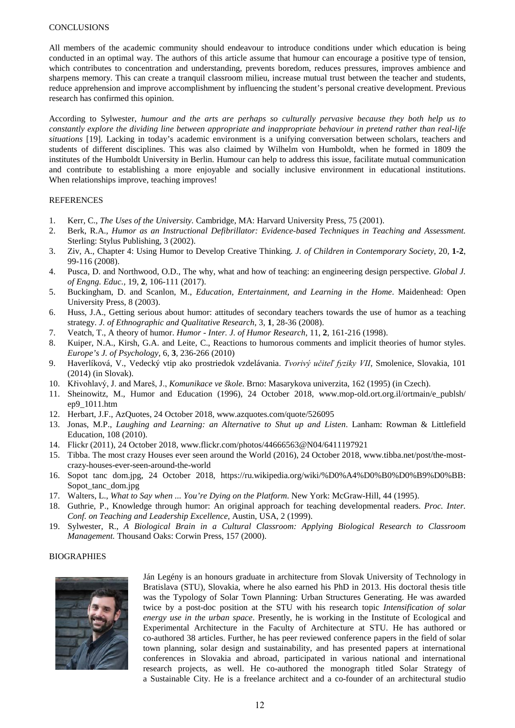## CONCLUSIONS

All members of the academic community should endeavour to introduce conditions under which education is being conducted in an optimal way. The authors of this article assume that humour can encourage a positive type of tension, which contributes to concentration and understanding, prevents boredom, reduces pressures, improves ambience and sharpens memory. This can create a tranquil classroom milieu, increase mutual trust between the teacher and students, reduce apprehension and improve accomplishment by influencing the student's personal creative development. Previous research has confirmed this opinion.

According to Sylwester, *humour and the arts are perhaps so culturally pervasive because they both help us to constantly explore the dividing line between appropriate and inappropriate behaviour in pretend rather than real-life situations* [19]. Lacking in today's academic environment is a unifying conversation between scholars, teachers and students of different disciplines. This was also claimed by Wilhelm von Humboldt, when he formed in 1809 the institutes of the Humboldt University in Berlin. Humour can help to address this issue, facilitate mutual communication and contribute to establishing a more enjoyable and socially inclusive environment in educational institutions. When relationships improve, teaching improves!

## REFERENCES

1. Kerr, C., *The Uses of the University*. Cambridge, MA: Harvard University Press, 75 (2001).
2. Berk, R.A., *Humor as an Instructional Defibrillator: Evidence-based Techniques in Teaching and Assessment.* Sterling: Stylus Publishing, 3 (2002).
3. Ziv, A., Chapter 4: Using Humor to Develop Creative Thinking. *J. of Children in Contemporary Society,* 20, **1-2**, 99-116 (2008).
4. Pusca, D. and Northwood, O.D., The why, what and how of teaching: an engineering design perspective. *Global J. of Engng. Educ.*, 19, **2**, 106-111 (2017).
5. Buckingham, D. and Scanlon, M., *Education, Entertainment, and Learning in the Home*. Maidenhead: Open University Press, 8 (2003).
6. Huss, J.A., Getting serious about humor: attitudes of secondary teachers towards the use of humor as a teaching strategy. *J. of Ethnographic and Qualitative Research*, 3, **1**, 28-36 (2008).
7. Veatch, T., A theory of humor. *Humor - Inter. J. of Humor Research*, 11, **2**, 161-216 (1998).
8. Kuiper, N.A., Kirsh, G.A. and Leite, C., Reactions to humorous comments and implicit theories of humor styles. *Europe's J. of Psychology*, 6, **3**, 236-266 (2010)
9. Haverlíková, V., Vedecký vtip ako prostriedok vzdelávania. *Tvorivý učiteľ fyziky VII*, Smolenice, Slovakia, 101 (2014) (in Slovak).
10. Křivohlavý, J. and Mareš, J., *Komunikace ve škole*. Brno: Masarykova univerzita, 162 (1995) (in Czech).
11. Sheinowitz, M., Humor and Education (1996), 24 October 2018, www.mop-old.ort.org.il/ortmain/e_publsh/ep9_1011.htm
12. Herbart, J.F., AzQuotes, 24 October 2018, www.azquotes.com/quote/526095
13. Jonas, M.P., *Laughing and Learning: an Alternative to Shut up and Listen*. Lanham: Rowman & Littlefield Education, 108 (2010).
14. Flickr (2011), 24 October 2018, www.flickr.com/photos/44666563@N04/6411197921
15. Tibba. The most crazy Houses ever seen around the World (2016), 24 October 2018, www.tibba.net/post/the-most-crazy-houses-ever-seen-around-the-world
16. Sopot tanc dom.jpg, 24 October 2018, https://ru.wikipedia.org/wiki/%D0%A4%D0%B0%D0%B9%D0%BB:Sopot_tanc_dom.jpg
17. Walters, L., *What to Say when ... You're Dying on the Platform*. New York: McGraw-Hill, 44 (1995).
18. Guthrie, P., Knowledge through humor: An original approach for teaching developmental readers. *Proc. Inter. Conf. on Teaching and Leadership Excellence*, Austin, USA, 2 (1999).
19. Sylwester, R., *A Biological Brain in a Cultural Classroom: Applying Biological Research to Classroom Management.* Thousand Oaks: Corwin Press, 157 (2000).

## BIOGRAPHIES

Ján Legény is an honours graduate in architecture from Slovak University of Technology in Bratislava (STU), Slovakia, where he also earned his PhD in 2013. His doctoral thesis title was the Typology of Solar Town Planning: Urban Structures Generating. He was awarded twice by a post-doc position at the STU with his research topic *Intensification of solar energy use in the urban space*. Presently, he is working in the Institute of Ecological and Experimental Architecture in the Faculty of Architecture at STU. He has authored or co-authored 38 articles. Further, he has peer reviewed conference papers in the field of solar town planning, solar design and sustainability, and has presented papers at international conferences in Slovakia and abroad, participated in various national and international research projects, as well. He co-authored the monograph titled Solar Strategy of a Sustainable City. He is a freelance architect and a co-founder of an architectural studio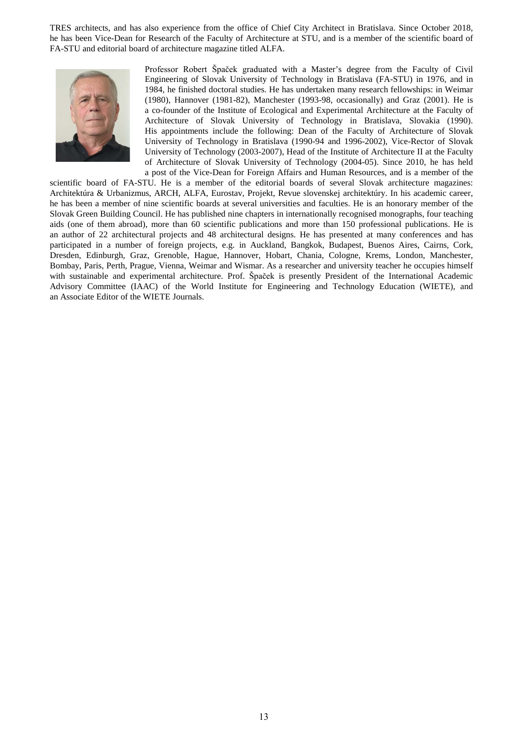TRES architects, and has also experience from the office of Chief City Architect in Bratislava. Since October 2018, he has been Vice-Dean for Research of the Faculty of Architecture at STU, and is a member of the scientific board of FA-STU and editorial board of architecture magazine titled ALFA.

Professor Robert Špaček graduated with a Master's degree from the Faculty of Civil Engineering of Slovak University of Technology in Bratislava (FA-STU) in 1976, and in 1984, he finished doctoral studies. He has undertaken many research fellowships: in Weimar (1980), Hannover (1981-82), Manchester (1993-98, occasionally) and Graz (2001). He is a co-founder of the Institute of Ecological and Experimental Architecture at the Faculty of Architecture of Slovak University of Technology in Bratislava, Slovakia (1990). His appointments include the following: Dean of the Faculty of Architecture of Slovak University of Technology in Bratislava (1990-94 and 1996-2002), Vice-Rector of Slovak University of Technology (2003-2007), Head of the Institute of Architecture II at the Faculty of Architecture of Slovak University of Technology (2004-05). Since 2010, he has held a post of the Vice-Dean for Foreign Affairs and Human Resources, and is a member of the scientific board of FA-STU. He is a member of the editorial boards of several Slovak architecture magazines: Architektúra & Urbanizmus, ARCH, ALFA, Eurostav, Projekt, Revue slovenskej architektúry. In his academic career, he has been a member of nine scientific boards at several universities and faculties. He is an honorary member of the Slovak Green Building Council. He has published nine chapters in internationally recognised monographs, four teaching aids (one of them abroad), more than 60 scientific publications and more than 150 professional publications. He is an author of 22 architectural projects and 48 architectural designs. He has presented at many conferences and has participated in a number of foreign projects, e.g. in Auckland, Bangkok, Budapest, Buenos Aires, Cairns, Cork, Dresden, Edinburgh, Graz, Grenoble, Hague, Hannover, Hobart, Chania, Cologne, Krems, London, Manchester, Bombay, Paris, Perth, Prague, Vienna, Weimar and Wismar. As a researcher and university teacher he occupies himself with sustainable and experimental architecture. Prof. Špaček is presently President of the International Academic Advisory Committee (IAAC) of the World Institute for Engineering and Technology Education (WIETE), and an Associate Editor of the WIETE Journals.